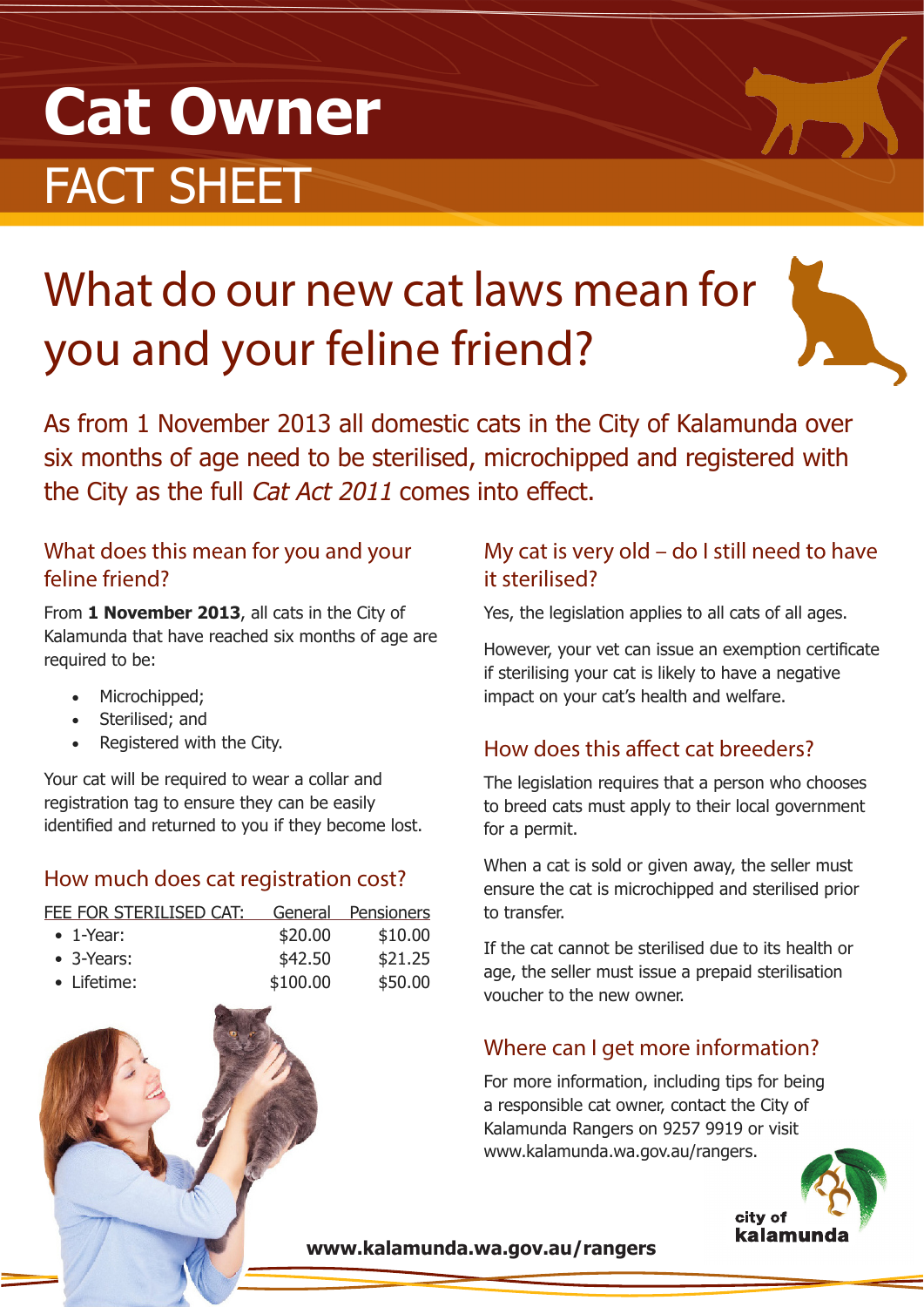# Cat Owner

## FACT SHEET

# What do our new cat laws mean for you and your feline friend?

As from 1 November 2013 all domestic cats in the City of Kalamunda over six months of age need to be sterilised, microchipped and registered with the City as the full *Cat Act 2011* comes into effect.

## What does this mean for you and your feline friend?

From **1 November 2013**, all cats in the City of Kalamunda that have reached six months of age are required to be:

- Microchipped;
- Sterilised; and
- Registered with the City.

Your cat will be required to wear a collar and registration tag to ensure they can be easily identified and returned to you if they become lost.

## How much does cat registration cost?

| FEE FOR STERILISED CAT: | General | Pensioners |
|---|---|---|
| • 1-Year: | $20.00 | $10.00 |
| • 3-Years: | $42.50 | $21.25 |
| • Lifetime: | $100.00 | $50.00 |

## My cat is very old – do I still need to have it sterilised?

Yes, the legislation applies to all cats of all ages.

However, your vet can issue an exemption certificate if sterilising your cat is likely to have a negative impact on your cat's health and welfare.

## How does this affect cat breeders?

The legislation requires that a person who chooses to breed cats must apply to their local government for a permit.

When a cat is sold or given away, the seller must ensure the cat is microchipped and sterilised prior to transfer.

If the cat cannot be sterilised due to its health or age, the seller must issue a prepaid sterilisation voucher to the new owner.

## Where can I get more information?

For more information, including tips for being a responsible cat owner, contact the City of Kalamunda Rangers on 9257 9919 or visit www.kalamunda.wa.gov.au/rangers.

city of kalamunda

**www.kalamunda.wa.gov.au/rangers**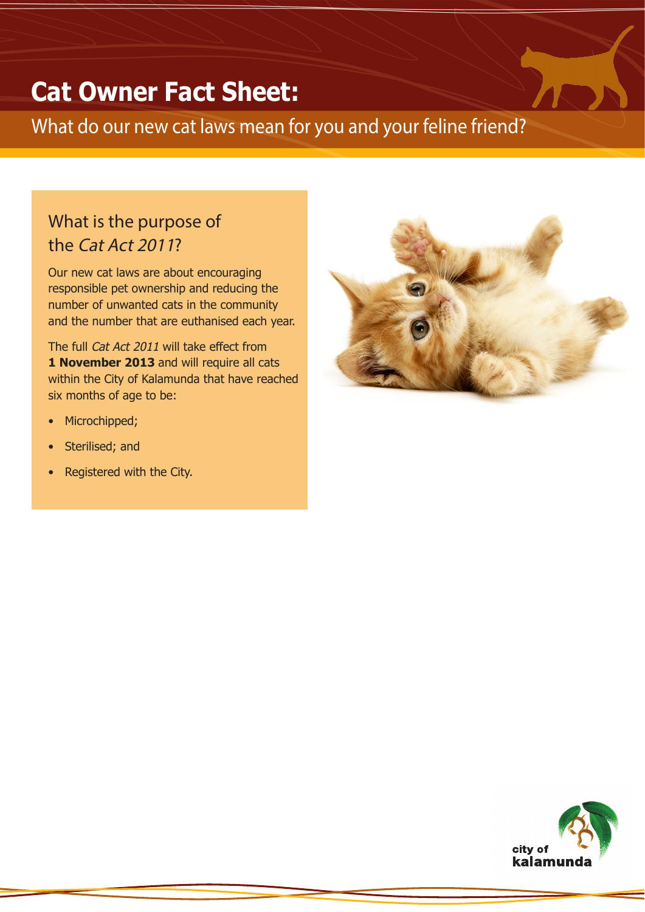# Cat Owner Fact Sheet:

## What do our new cat laws mean for you and your feline friend?

### What is the purpose of the *Cat Act 2011*?

Our new cat laws are about encouraging responsible pet ownership and reducing the number of unwanted cats in the community and the number that are euthanised each year.

The full *Cat Act 2011* will take effect from **1 November 2013** and will require all cats within the City of Kalamunda that have reached six months of age to be:

- Microchipped;
- Sterilised; and
- Registered with the City.

city of kalamunda